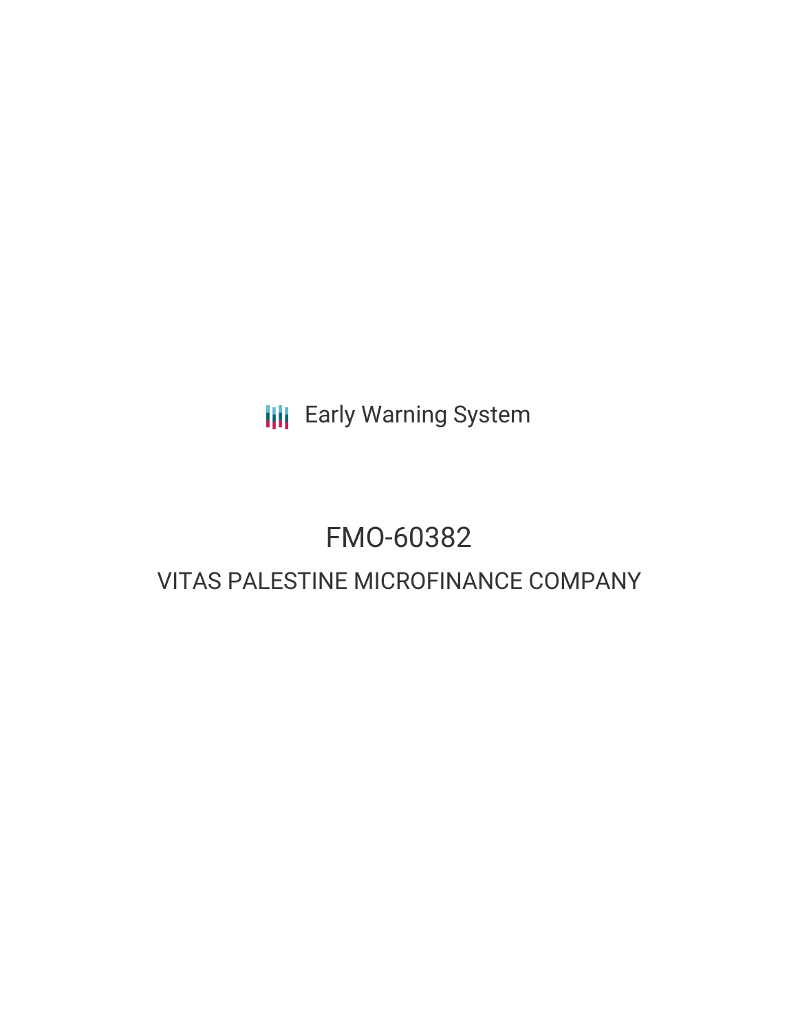Early Warning System

# FMO-60382

## VITAS PALESTINE MICROFINANCE COMPANY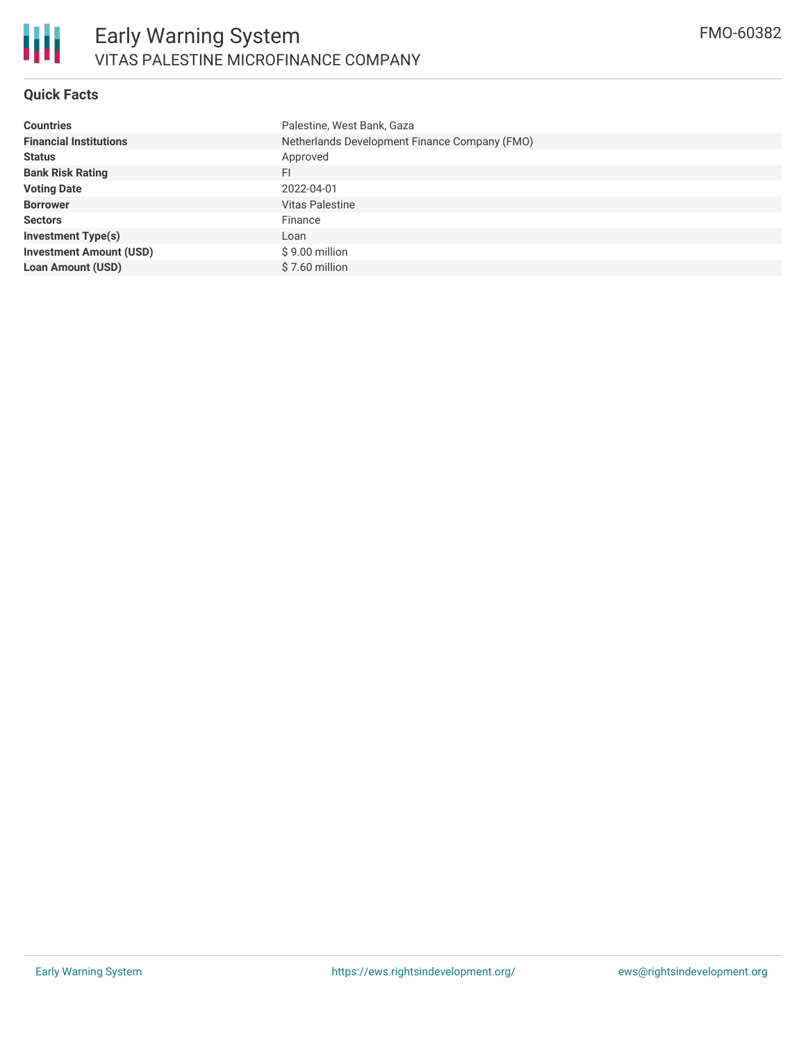# Early Warning System

## VITAS PALESTINE MICROFINANCE COMPANY

FMO-60382

### Quick Facts

| | |
|---|---|
| **Countries** | Palestine, West Bank, Gaza |
| **Financial Institutions** | Netherlands Development Finance Company (FMO) |
| **Status** | Approved |
| **Bank Risk Rating** | FI |
| **Voting Date** | 2022-04-01 |
| **Borrower** | Vitas Palestine |
| **Sectors** | Finance |
| **Investment Type(s)** | Loan |
| **Investment Amount (USD)** | $ 9.00 million |
| **Loan Amount (USD)** | $ 7.60 million |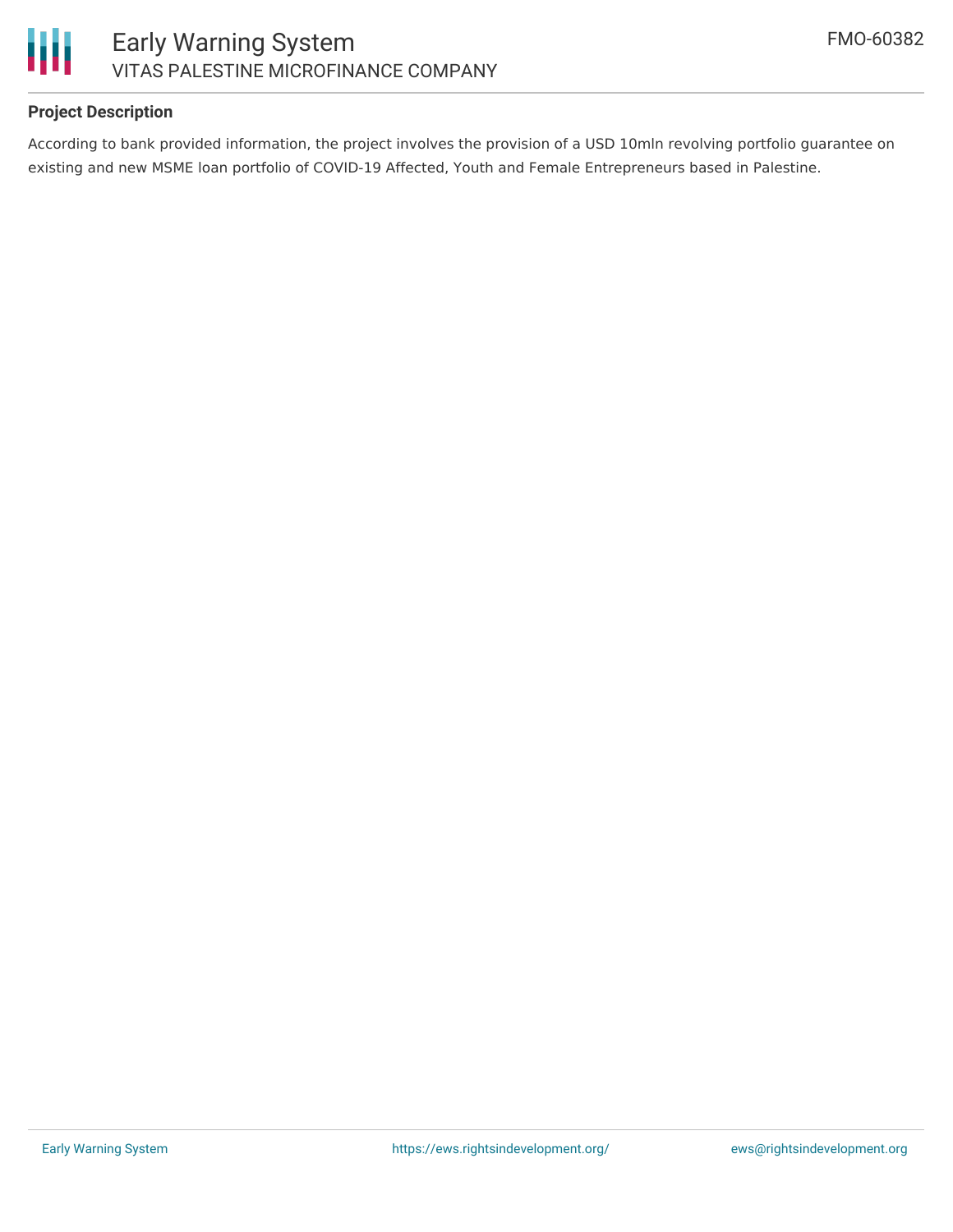## Project Description

According to bank provided information, the project involves the provision of a USD 10mln revolving portfolio guarantee on existing and new MSME loan portfolio of COVID-19 Affected, Youth and Female Entrepreneurs based in Palestine.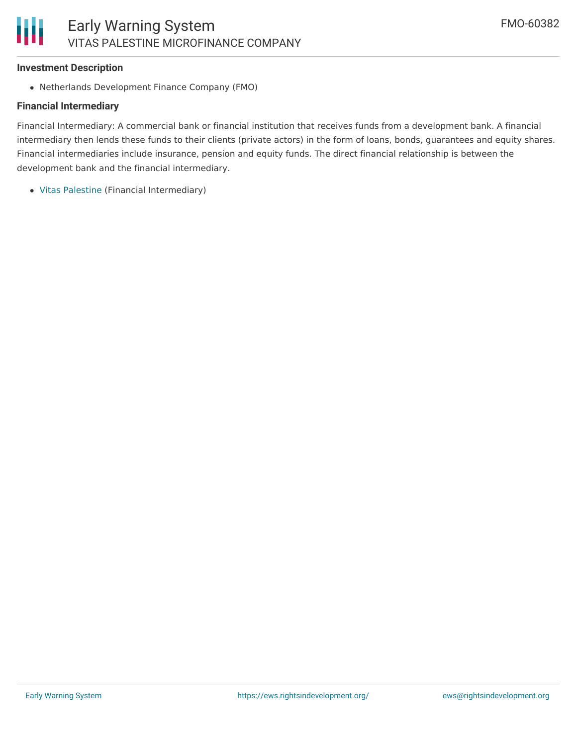### Investment Description

- Netherlands Development Finance Company (FMO)

### Financial Intermediary

Financial Intermediary: A commercial bank or financial institution that receives funds from a development bank. A financial intermediary then lends these funds to their clients (private actors) in the form of loans, bonds, guarantees and equity shares. Financial intermediaries include insurance, pension and equity funds. The direct financial relationship is between the development bank and the financial intermediary.

- Vitas Palestine (Financial Intermediary)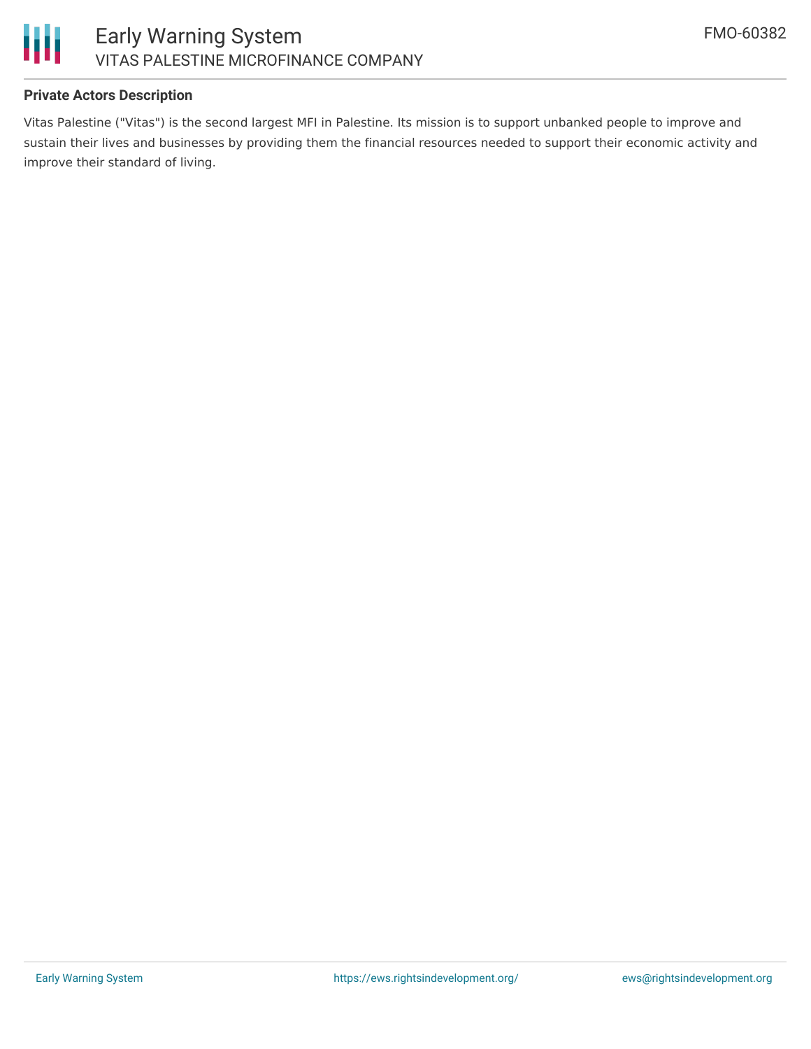### Private Actors Description

Vitas Palestine ("Vitas") is the second largest MFI in Palestine. Its mission is to support unbanked people to improve and sustain their lives and businesses by providing them the financial resources needed to support their economic activity and improve their standard of living.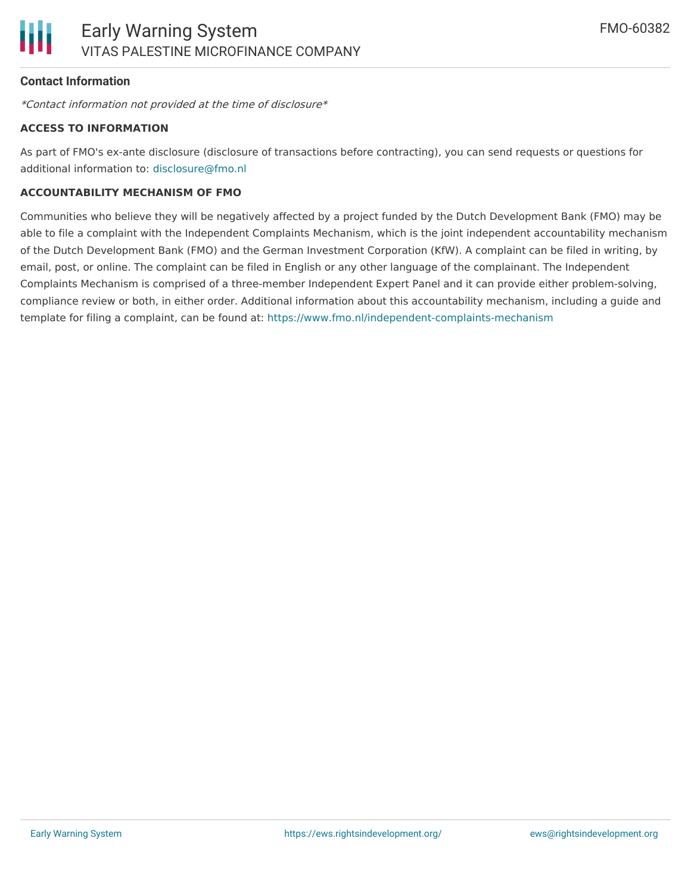### Contact Information

*Contact information not provided at the time of disclosure*

#### ACCESS TO INFORMATION

As part of FMO's ex-ante disclosure (disclosure of transactions before contracting), you can send requests or questions for additional information to: disclosure@fmo.nl

#### ACCOUNTABILITY MECHANISM OF FMO

Communities who believe they will be negatively affected by a project funded by the Dutch Development Bank (FMO) may be able to file a complaint with the Independent Complaints Mechanism, which is the joint independent accountability mechanism of the Dutch Development Bank (FMO) and the German Investment Corporation (KfW). A complaint can be filed in writing, by email, post, or online. The complaint can be filed in English or any other language of the complainant. The Independent Complaints Mechanism is comprised of a three-member Independent Expert Panel and it can provide either problem-solving, compliance review or both, in either order. Additional information about this accountability mechanism, including a guide and template for filing a complaint, can be found at: https://www.fmo.nl/independent-complaints-mechanism